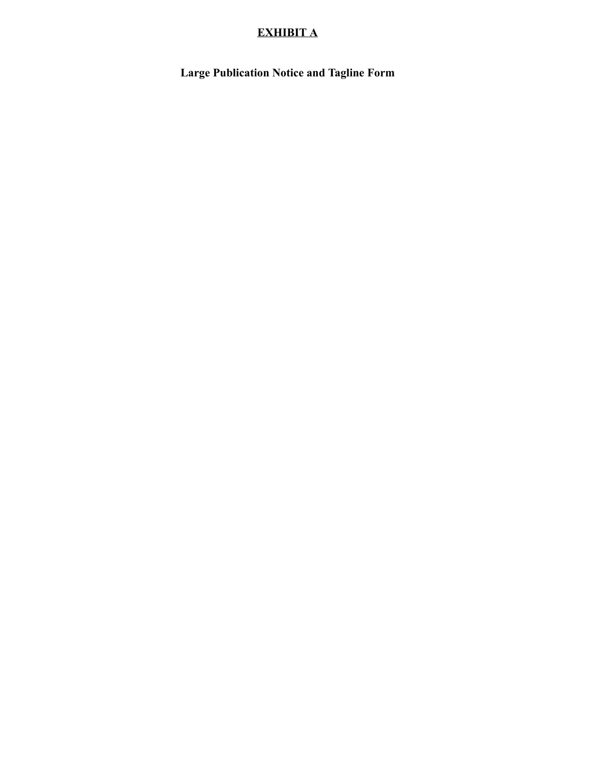# <u>EXHIBIT A</u>

## Large Publication Notice and Tagline Form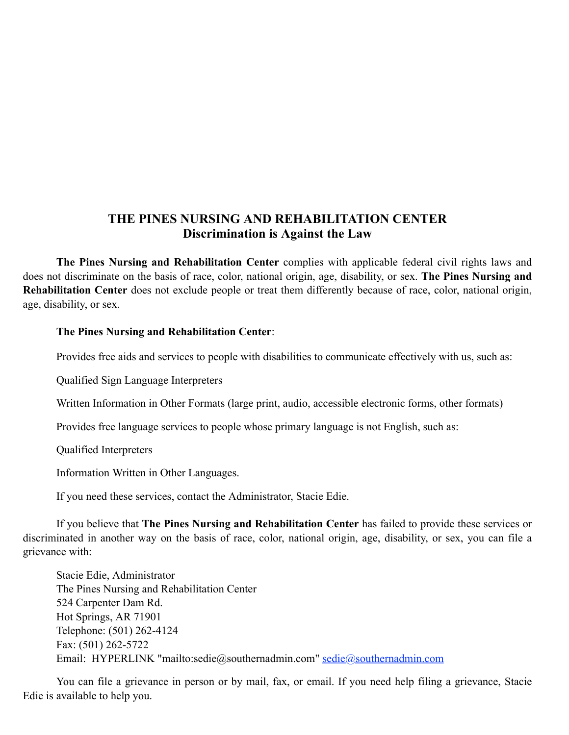# THE PINES NURSING AND REHABILITATION CENTER
## Discrimination is Against the Law

**The Pines Nursing and Rehabilitation Center** complies with applicable federal civil rights laws and does not discriminate on the basis of race, color, national origin, age, disability, or sex. **The Pines Nursing and Rehabilitation Center** does not exclude people or treat them differently because of race, color, national origin, age, disability, or sex.

**The Pines Nursing and Rehabilitation Center**:

Provides free aids and services to people with disabilities to communicate effectively with us, such as:

Qualified Sign Language Interpreters

Written Information in Other Formats (large print, audio, accessible electronic forms, other formats)

Provides free language services to people whose primary language is not English, such as:

Qualified Interpreters

Information Written in Other Languages.

If you need these services, contact the Administrator, Stacie Edie.

If you believe that **The Pines Nursing and Rehabilitation Center** has failed to provide these services or discriminated in another way on the basis of race, color, national origin, age, disability, or sex, you can file a grievance with:

Stacie Edie, Administrator
The Pines Nursing and Rehabilitation Center
524 Carpenter Dam Rd.
Hot Springs, AR 71901
Telephone: (501) 262-4124
Fax: (501) 262-5722
Email: HYPERLINK "mailto:sedie@southernadmin.com" sedie@southernadmin.com

You can file a grievance in person or by mail, fax, or email. If you need help filing a grievance, Stacie Edie is available to help you.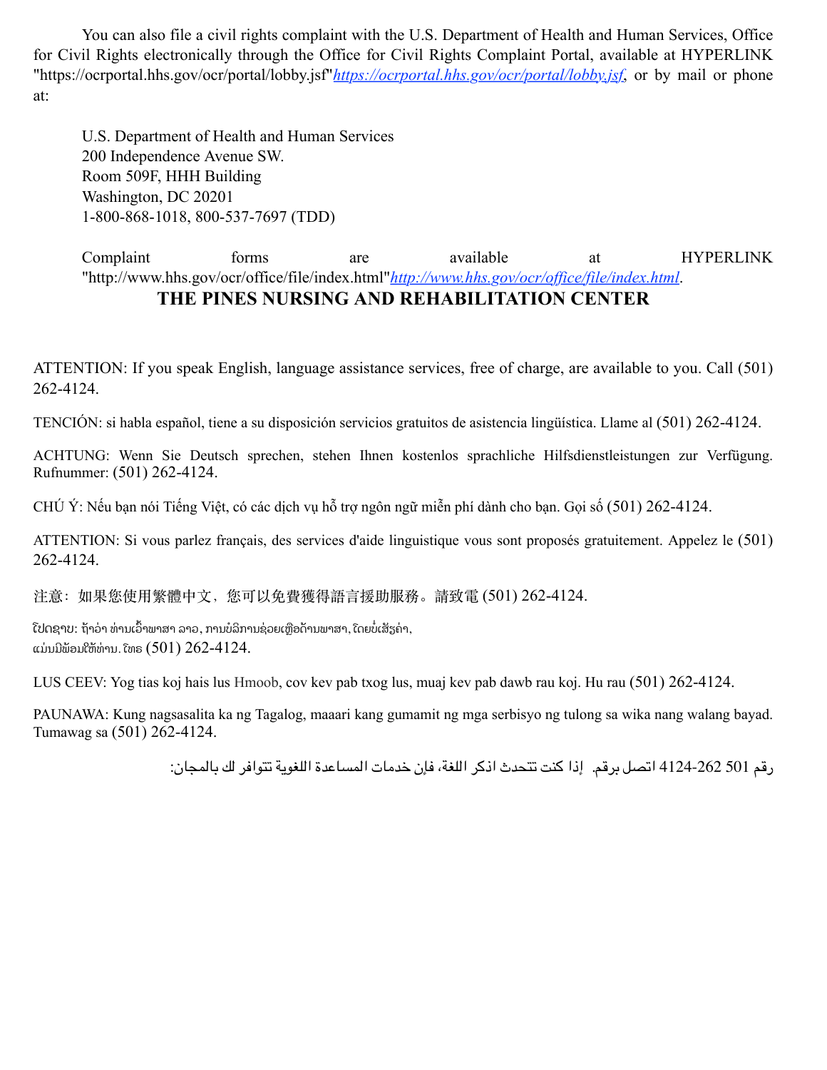You can also file a civil rights complaint with the U.S. Department of Health and Human Services, Office for Civil Rights electronically through the Office for Civil Rights Complaint Portal, available at HYPERLINK "https://ocrportal.hhs.gov/ocr/portal/lobby.jsf"*https://ocrportal.hhs.gov/ocr/portal/lobby.jsf*, or by mail or phone at:

U.S. Department of Health and Human Services
200 Independence Avenue SW.
Room 509F, HHH Building
Washington, DC 20201
1-800-868-1018, 800-537-7697 (TDD)

Complaint forms are available at HYPERLINK "http://www.hhs.gov/ocr/office/file/index.html"*http://www.hhs.gov/ocr/office/file/index.html*.

## THE PINES NURSING AND REHABILITATION CENTER

ATTENTION: If you speak English, language assistance services, free of charge, are available to you. Call (501) 262-4124.

TENCIÓN: si habla español, tiene a su disposición servicios gratuitos de asistencia lingüística. Llame al (501) 262-4124.

ACHTUNG: Wenn Sie Deutsch sprechen, stehen Ihnen kostenlos sprachliche Hilfsdienstleistungen zur Verfügung. Rufnummer: (501) 262-4124.

CHÚ Ý: Nếu bạn nói Tiếng Việt, có các dịch vụ hỗ trợ ngôn ngữ miễn phí dành cho bạn. Gọi số (501) 262-4124.

ATTENTION: Si vous parlez français, des services d'aide linguistique vous sont proposés gratuitement. Appelez le (501) 262-4124.

注意：如果您使用繁體中文，您可以免費獲得語言援助服務。請致電 (501) 262-4124.

ໂປດຊາບ: ຖ້າວ່າ ທ່ານເວົ້າພາສາ ລາວ, ການບໍລິການຊ່ວຍເຫຼືອດ້ານພາສາ, ໂດຍບໍ່ເສັຽຄ່າ, ແມ່ນມີພ້ອມໃຫ້ທ່ານ. ໂທຣ (501) 262-4124.

LUS CEEV: Yog tias koj hais lus Hmoob, cov kev pab txog lus, muaj kev pab dawb rau koj. Hu rau (501) 262-4124.

PAUNAWA: Kung nagsasalita ka ng Tagalog, maaari kang gumamit ng mga serbisyo ng tulong sa wika nang walang bayad. Tumawag sa (501) 262-4124.

ملحوظة: إذا كنت تتحدث اذكر اللغة، فإن خدمات المساعدة اللغوية تتوافر لك بالمجان. اتصل برقم 501 262-4124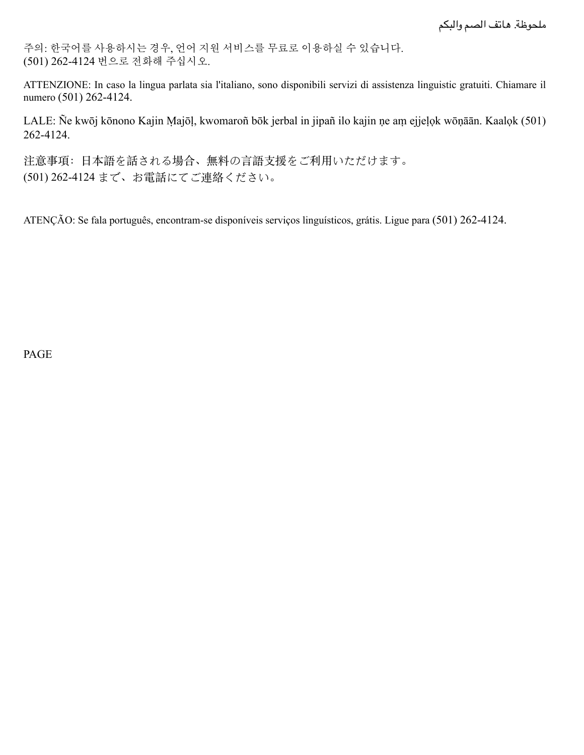ملحوظة. هاتف الصم والبكم

주의: 한국어를 사용하시는 경우, 언어 지원 서비스를 무료로 이용하실 수 있습니다.
(501) 262-4124 번으로 전화해 주십시오.

ATTENZIONE: In caso la lingua parlata sia l'italiano, sono disponibili servizi di assistenza linguistic gratuiti. Chiamare il numero (501) 262-4124.

LALE: Ñe kwōj kōnono Kajin Ṃajōḷ, kwomaroñ bōk jerbal in jipañ ilo kajin ṇe aṃ ejjeḷọk wōṇāān. Kaalọk (501) 262-4124.

注意事項：日本語を話される場合、無料の言語支援をご利用いただけます。
(501) 262-4124 まで、お電話にてご連絡ください。

ATENÇÃO: Se fala português, encontram-se disponíveis serviços linguísticos, grátis. Ligue para (501) 262-4124.

PAGE